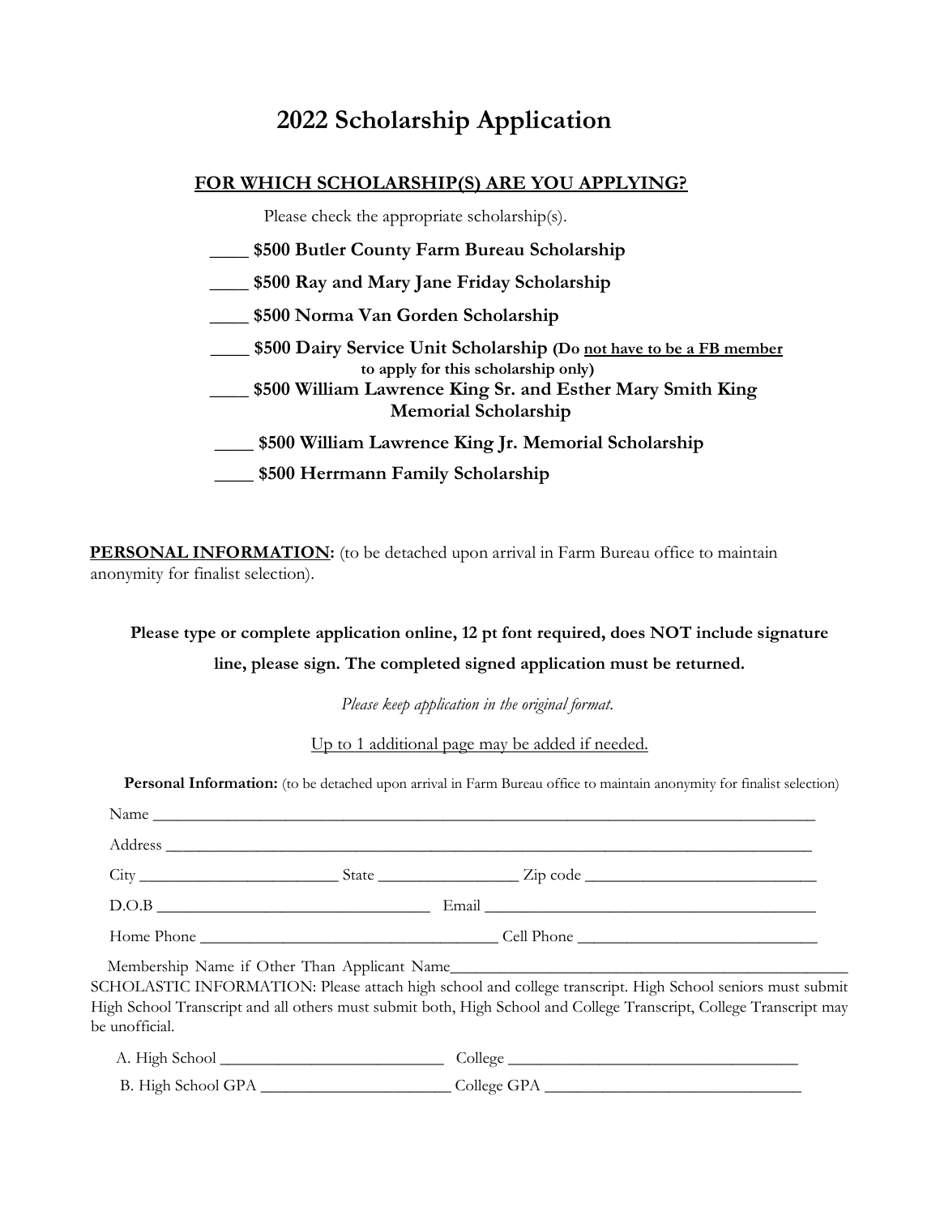# 2022 Scholarship Application

## FOR WHICH SCHOLARSHIP(S) ARE YOU APPLYING?

Please check the appropriate scholarship(s).

____ **$500 Butler County Farm Bureau Scholarship**

____ **$500 Ray and Mary Jane Friday Scholarship**

____ **$500 Norma Van Gorden Scholarship**

____ **$500 Dairy Service Unit Scholarship (Do not have to be a FB member to apply for this scholarship only)**

____ **$500 William Lawrence King Sr. and Esther Mary Smith King Memorial Scholarship**

____ **$500 William Lawrence King Jr. Memorial Scholarship**

____ **$500 Herrmann Family Scholarship**

**PERSONAL INFORMATION:** (to be detached upon arrival in Farm Bureau office to maintain anonymity for finalist selection).

**Please type or complete application online, 12 pt font required, does NOT include signature line, please sign. The completed signed application must be returned.**

*Please keep application in the original format.*

Up to 1 additional page may be added if needed.

**Personal Information:** (to be detached upon arrival in Farm Bureau office to maintain anonymity for finalist selection)

Name ____________________________________________

Address ____________________________________________

City ______________________ State ________________ Zip code ______________________

D.O.B ______________________________ Email ____________________________________

Home Phone _________________________________ Cell Phone ___________________________

Membership Name if Other Than Applicant Name_________________________________

SCHOLASTIC INFORMATION: Please attach high school and college transcript. High School seniors must submit High School Transcript and all others must submit both, High School and College Transcript, College Transcript may be unofficial.

A. High School __________________________ College ________________________________

B. High School GPA ______________________ College GPA ____________________________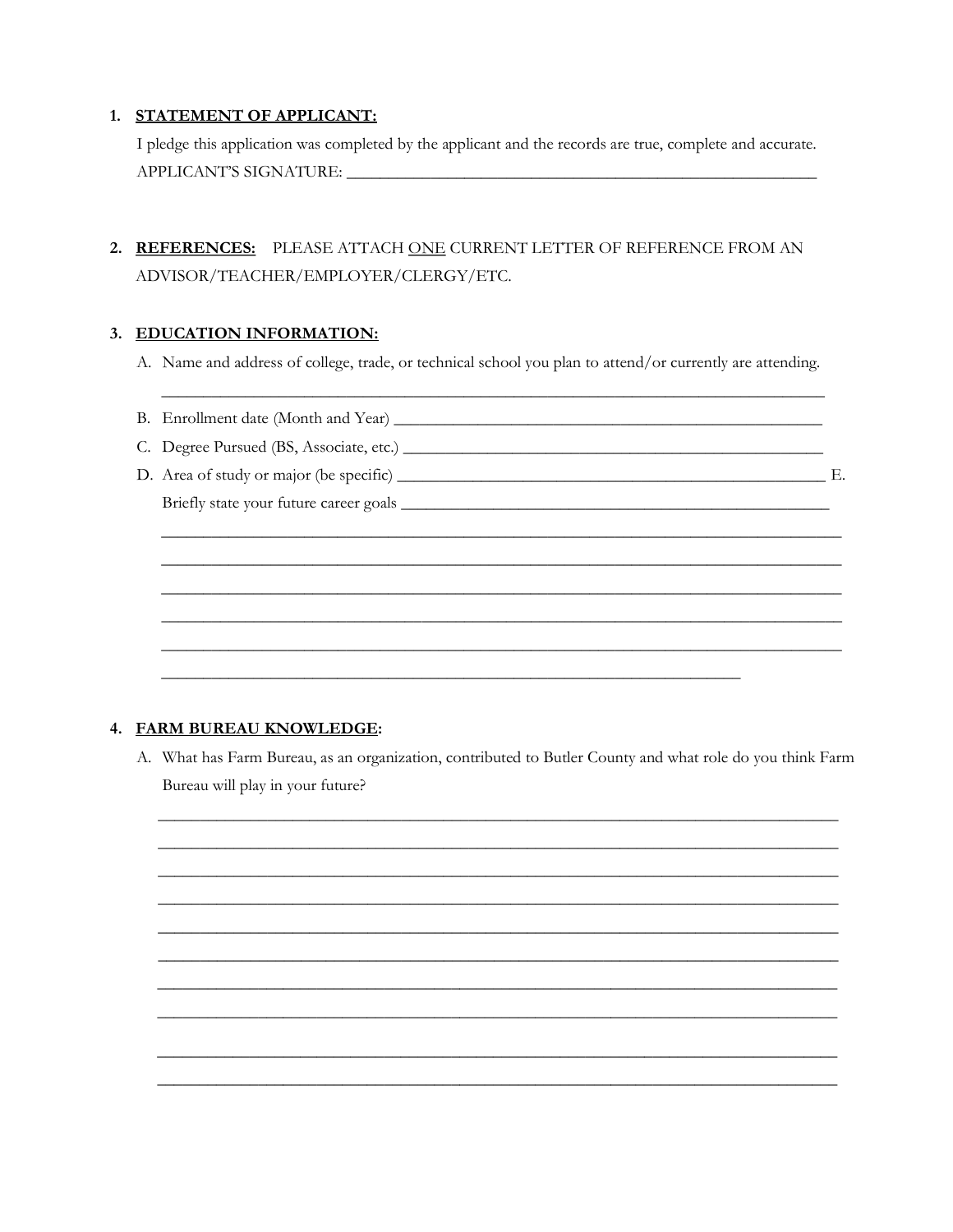1. **STATEMENT OF APPLICANT:**

   I pledge this application was completed by the applicant and the records are true, complete and accurate.

   APPLICANT'S SIGNATURE: ___________________________________________________________

2. **REFERENCES:** PLEASE ATTACH <u>ONE</u> CURRENT LETTER OF REFERENCE FROM AN ADVISOR/TEACHER/EMPLOYER/CLERGY/ETC.

3. **EDUCATION INFORMATION:**

   A. Name and address of college, trade, or technical school you plan to attend/or currently are attending.

   ________________________________________________________________________________

   B. Enrollment date (Month and Year) ______________________________________________________

   C. Degree Pursued (BS, Associate, etc.) ___________________________________________________

   D. Area of study or major (be specific) ___________________________________________________

   E. Briefly state your future career goals __________________________________________________

   ________________________________________________________________________________

   ________________________________________________________________________________

   ________________________________________________________________________________

   ________________________________________________________________________________

   ________________________________________________________________________________

   ______________________________________________________________________

4. **FARM BUREAU KNOWLEDGE:**

   A. What has Farm Bureau, as an organization, contributed to Butler County and what role do you think Farm Bureau will play in your future?

   ________________________________________________________________________________

   ________________________________________________________________________________

   ________________________________________________________________________________

   ________________________________________________________________________________

   ________________________________________________________________________________

   ________________________________________________________________________________

   ________________________________________________________________________________

   ________________________________________________________________________________

   ________________________________________________________________________________

   ________________________________________________________________________________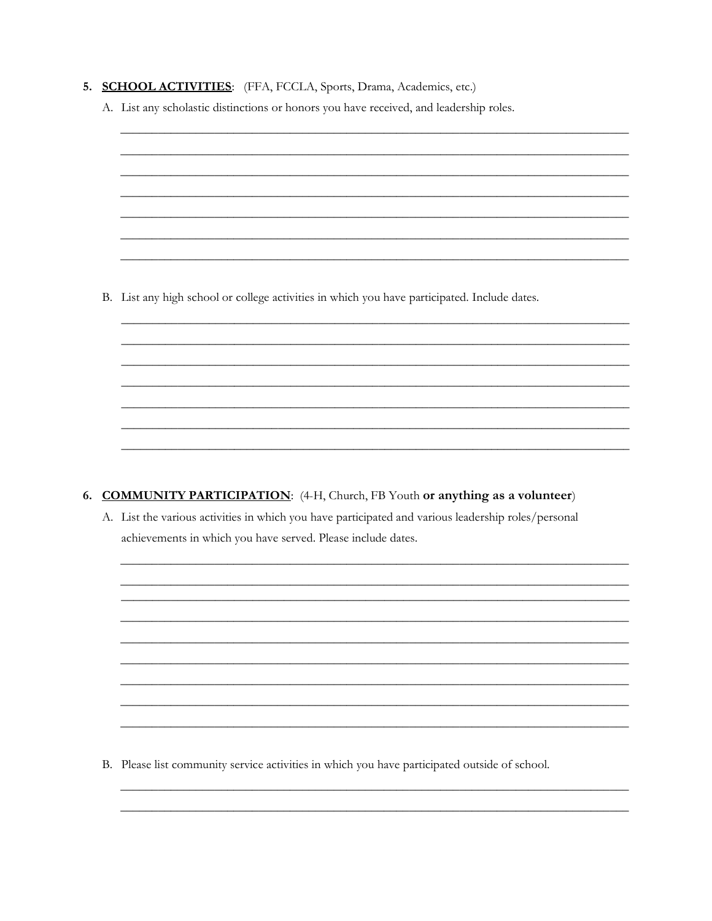5. **<u>SCHOOL ACTIVITIES</u>**: (FFA, FCCLA, Sports, Drama, Academics, etc.)

   A. List any scholastic distinctions or honors you have received, and leadership roles.

   ______________________________________________________________________________

   ______________________________________________________________________________

   ______________________________________________________________________________

   ______________________________________________________________________________

   ______________________________________________________________________________

   ______________________________________________________________________________

   ______________________________________________________________________________

   B. List any high school or college activities in which you have participated. Include dates.

   ______________________________________________________________________________

   ______________________________________________________________________________

   ______________________________________________________________________________

   ______________________________________________________________________________

   ______________________________________________________________________________

   ______________________________________________________________________________

   ______________________________________________________________________________

6. **<u>COMMUNITY PARTICIPATION</u>**: (4-H, Church, FB Youth **or anything as a volunteer**)

   A. List the various activities in which you have participated and various leadership roles/personal achievements in which you have served. Please include dates.

   ______________________________________________________________________________

   ______________________________________________________________________________

   ______________________________________________________________________________

   ______________________________________________________________________________

   ______________________________________________________________________________

   ______________________________________________________________________________

   ______________________________________________________________________________

   ______________________________________________________________________________

   ______________________________________________________________________________

   B. Please list community service activities in which you have participated outside of school.

   ______________________________________________________________________________

   ______________________________________________________________________________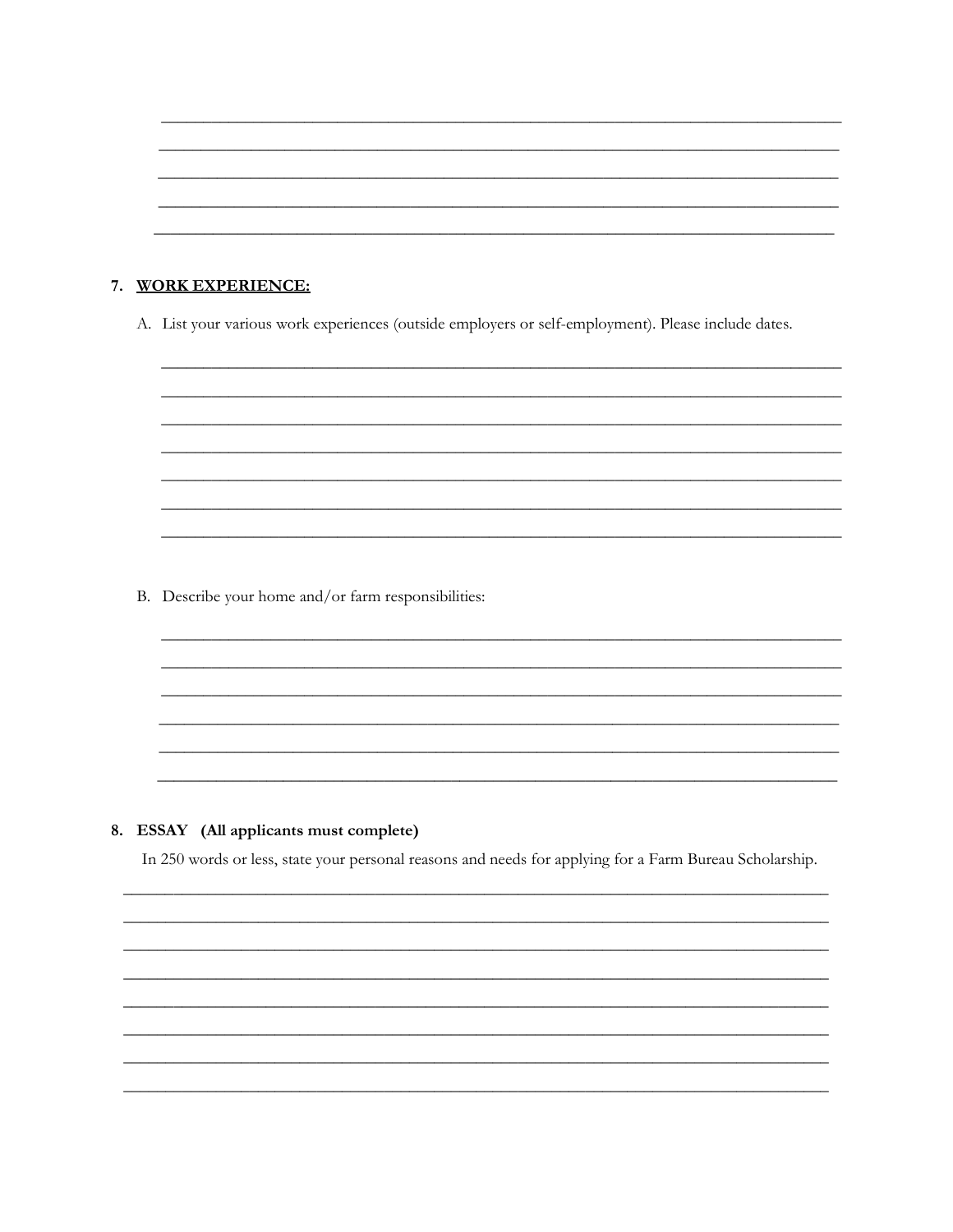7. **WORK EXPERIENCE:**

   A. List your various work experiences (outside employers or self-employment). Please include dates.

   B. Describe your home and/or farm responsibilities:

8. **ESSAY (All applicants must complete)**

   In 250 words or less, state your personal reasons and needs for applying for a Farm Bureau Scholarship.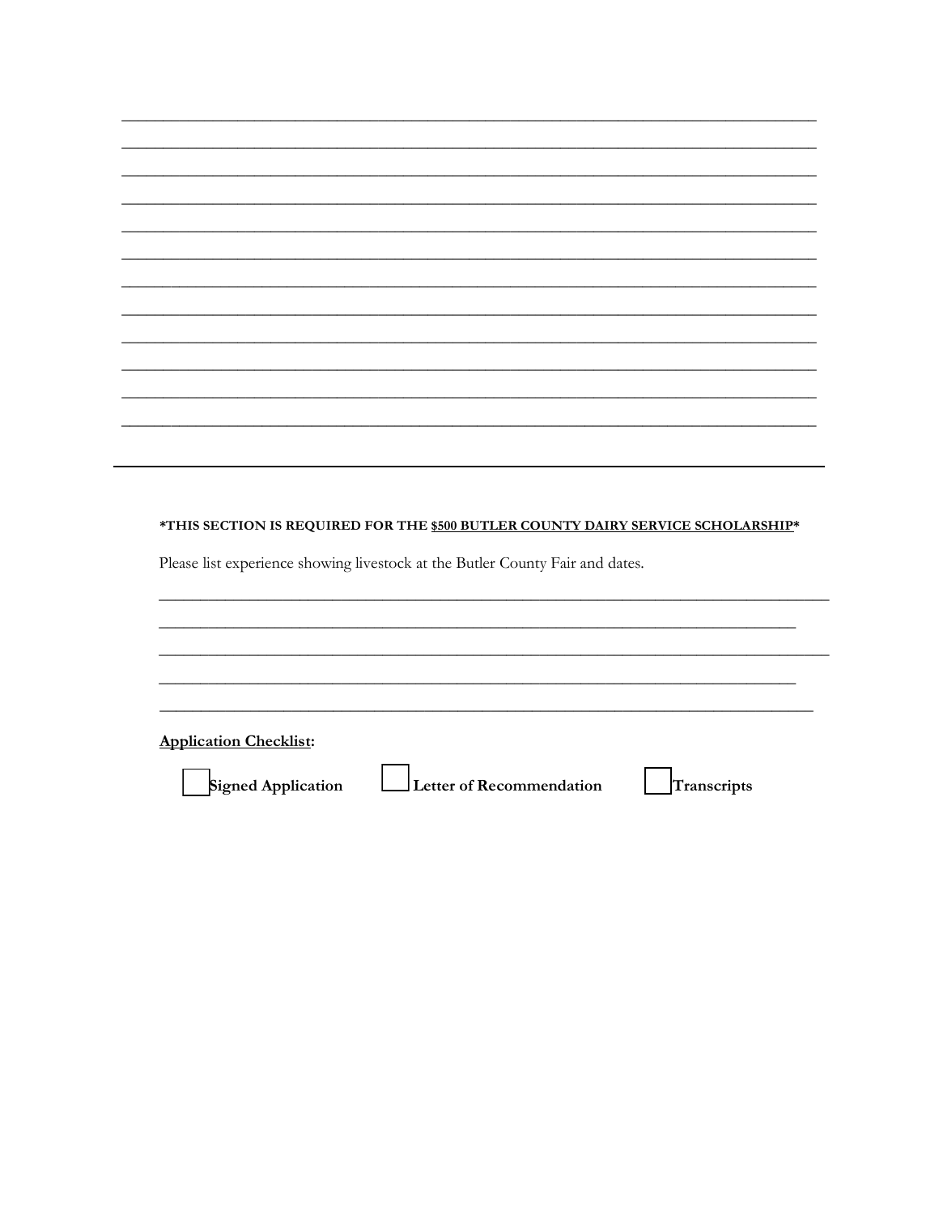\_\_\_\_\_\_\_\_\_\_\_\_\_\_\_\_\_\_\_\_\_\_\_\_\_\_\_\_\_\_\_\_\_\_\_\_\_\_\_\_\_\_\_\_\_\_\_\_\_\_\_\_\_\_\_\_\_\_\_\_\_\_\_\_\_\_\_\_\_\_\_\_\_\_\_\_\_\_

\_\_\_\_\_\_\_\_\_\_\_\_\_\_\_\_\_\_\_\_\_\_\_\_\_\_\_\_\_\_\_\_\_\_\_\_\_\_\_\_\_\_\_\_\_\_\_\_\_\_\_\_\_\_\_\_\_\_\_\_\_\_\_\_\_\_\_\_\_\_\_\_\_\_\_\_\_\_

\_\_\_\_\_\_\_\_\_\_\_\_\_\_\_\_\_\_\_\_\_\_\_\_\_\_\_\_\_\_\_\_\_\_\_\_\_\_\_\_\_\_\_\_\_\_\_\_\_\_\_\_\_\_\_\_\_\_\_\_\_\_\_\_\_\_\_\_\_\_\_\_\_\_\_\_\_\_

\_\_\_\_\_\_\_\_\_\_\_\_\_\_\_\_\_\_\_\_\_\_\_\_\_\_\_\_\_\_\_\_\_\_\_\_\_\_\_\_\_\_\_\_\_\_\_\_\_\_\_\_\_\_\_\_\_\_\_\_\_\_\_\_\_\_\_\_\_\_\_\_\_\_\_\_\_\_

\_\_\_\_\_\_\_\_\_\_\_\_\_\_\_\_\_\_\_\_\_\_\_\_\_\_\_\_\_\_\_\_\_\_\_\_\_\_\_\_\_\_\_\_\_\_\_\_\_\_\_\_\_\_\_\_\_\_\_\_\_\_\_\_\_\_\_\_\_\_\_\_\_\_\_\_\_\_

\_\_\_\_\_\_\_\_\_\_\_\_\_\_\_\_\_\_\_\_\_\_\_\_\_\_\_\_\_\_\_\_\_\_\_\_\_\_\_\_\_\_\_\_\_\_\_\_\_\_\_\_\_\_\_\_\_\_\_\_\_\_\_\_\_\_\_\_\_\_\_\_\_\_\_\_\_\_

\_\_\_\_\_\_\_\_\_\_\_\_\_\_\_\_\_\_\_\_\_\_\_\_\_\_\_\_\_\_\_\_\_\_\_\_\_\_\_\_\_\_\_\_\_\_\_\_\_\_\_\_\_\_\_\_\_\_\_\_\_\_\_\_\_\_\_\_\_\_\_\_\_\_\_\_\_\_

\_\_\_\_\_\_\_\_\_\_\_\_\_\_\_\_\_\_\_\_\_\_\_\_\_\_\_\_\_\_\_\_\_\_\_\_\_\_\_\_\_\_\_\_\_\_\_\_\_\_\_\_\_\_\_\_\_\_\_\_\_\_\_\_\_\_\_\_\_\_\_\_\_\_\_\_\_\_

\_\_\_\_\_\_\_\_\_\_\_\_\_\_\_\_\_\_\_\_\_\_\_\_\_\_\_\_\_\_\_\_\_\_\_\_\_\_\_\_\_\_\_\_\_\_\_\_\_\_\_\_\_\_\_\_\_\_\_\_\_\_\_\_\_\_\_\_\_\_\_\_\_\_\_\_\_\_

\_\_\_\_\_\_\_\_\_\_\_\_\_\_\_\_\_\_\_\_\_\_\_\_\_\_\_\_\_\_\_\_\_\_\_\_\_\_\_\_\_\_\_\_\_\_\_\_\_\_\_\_\_\_\_\_\_\_\_\_\_\_\_\_\_\_\_\_\_\_\_\_\_\_\_\_\_\_

\_\_\_\_\_\_\_\_\_\_\_\_\_\_\_\_\_\_\_\_\_\_\_\_\_\_\_\_\_\_\_\_\_\_\_\_\_\_\_\_\_\_\_\_\_\_\_\_\_\_\_\_\_\_\_\_\_\_\_\_\_\_\_\_\_\_\_\_\_\_\_\_\_\_\_\_\_\_

\_\_\_\_\_\_\_\_\_\_\_\_\_\_\_\_\_\_\_\_\_\_\_\_\_\_\_\_\_\_\_\_\_\_\_\_\_\_\_\_\_\_\_\_\_\_\_\_\_\_\_\_\_\_\_\_\_\_\_\_\_\_\_\_\_\_\_\_\_\_\_\_\_\_\_\_\_\_

---

**\*THIS SECTION IS REQUIRED FOR THE <u>$500 BUTLER COUNTY DAIRY SERVICE SCHOLARSHIP</u>\***

Please list experience showing livestock at the Butler County Fair and dates.

\_\_\_\_\_\_\_\_\_\_\_\_\_\_\_\_\_\_\_\_\_\_\_\_\_\_\_\_\_\_\_\_\_\_\_\_\_\_\_\_\_\_\_\_\_\_\_\_\_\_\_\_\_\_\_\_\_\_\_\_\_\_\_\_\_\_\_\_\_\_\_\_\_\_\_\_\_\_

\_\_\_\_\_\_\_\_\_\_\_\_\_\_\_\_\_\_\_\_\_\_\_\_\_\_\_\_\_\_\_\_\_\_\_\_\_\_\_\_\_\_\_\_\_\_\_\_\_\_\_\_\_\_\_\_\_\_\_\_\_\_\_\_\_\_\_\_\_\_\_\_\_\_\_\_\_\_

\_\_\_\_\_\_\_\_\_\_\_\_\_\_\_\_\_\_\_\_\_\_\_\_\_\_\_\_\_\_\_\_\_\_\_\_\_\_\_\_\_\_\_\_\_\_\_\_\_\_\_\_\_\_\_\_\_\_\_\_\_\_\_\_\_\_\_\_\_\_\_\_\_\_\_\_\_\_

\_\_\_\_\_\_\_\_\_\_\_\_\_\_\_\_\_\_\_\_\_\_\_\_\_\_\_\_\_\_\_\_\_\_\_\_\_\_\_\_\_\_\_\_\_\_\_\_\_\_\_\_\_\_\_\_\_\_\_\_\_\_\_\_\_\_\_\_\_\_\_\_\_\_\_\_\_\_

\_\_\_\_\_\_\_\_\_\_\_\_\_\_\_\_\_\_\_\_\_\_\_\_\_\_\_\_\_\_\_\_\_\_\_\_\_\_\_\_\_\_\_\_\_\_\_\_\_\_\_\_\_\_\_\_\_\_\_\_\_\_\_\_\_\_\_\_\_\_\_\_\_\_\_\_\_\_

**<u>Application Checklist</u>:**

- [ ] **Signed Application**
- [ ] **Letter of Recommendation**
- [ ] **Transcripts**